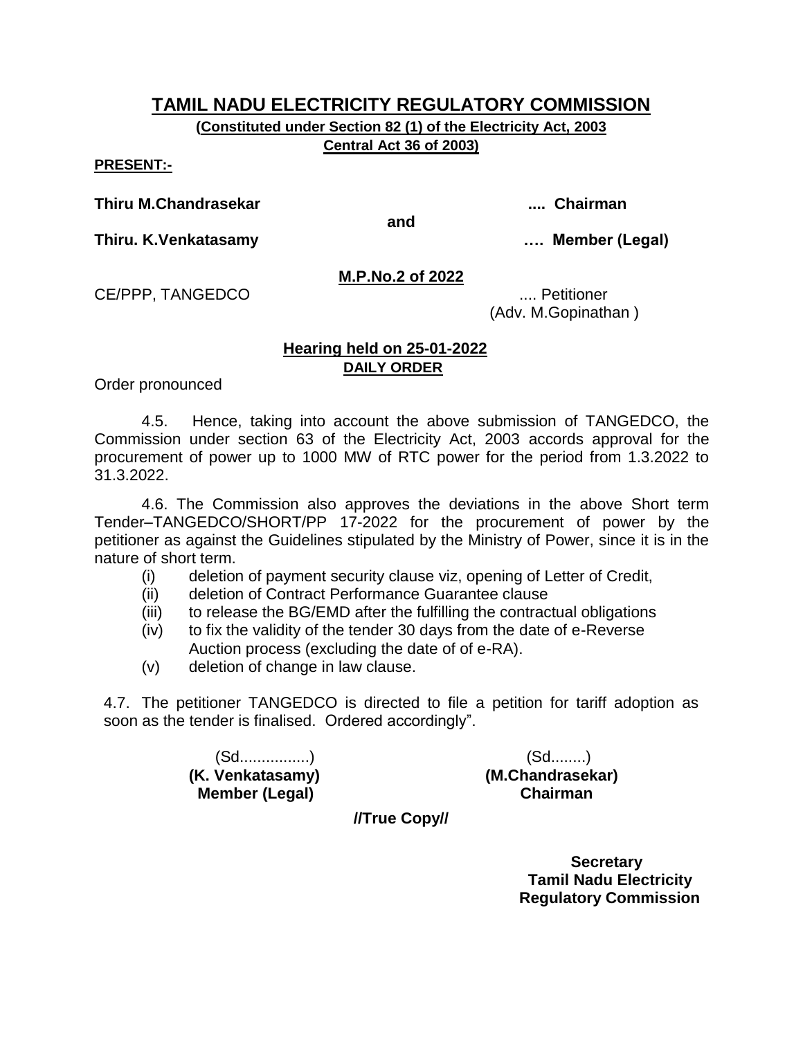# TAMIL NADU ELECTRICITY REGULATORY COMMISSION

**(Constituted under Section 82 (1) of the Electricity Act, 2003**
**Central Act 36 of 2003)**

**PRESENT:-**

**Thiru M.Chandrasekar** .... **Chairman**

**and**

**Thiru. K.Venkatasamy** …. **Member (Legal)**

**M.P.No.2 of 2022**

CE/PPP, TANGEDCO .... Petitioner
(Adv. M.Gopinathan )

**Hearing held on 25-01-2022**
**DAILY ORDER**

Order pronounced

4.5. Hence, taking into account the above submission of TANGEDCO, the Commission under section 63 of the Electricity Act, 2003 accords approval for the procurement of power up to 1000 MW of RTC power for the period from 1.3.2022 to 31.3.2022.

4.6. The Commission also approves the deviations in the above Short term Tender–TANGEDCO/SHORT/PP 17-2022 for the procurement of power by the petitioner as against the Guidelines stipulated by the Ministry of Power, since it is in the nature of short term.

(i) deletion of payment security clause viz, opening of Letter of Credit,
(ii) deletion of Contract Performance Guarantee clause
(iii) to release the BG/EMD after the fulfilling the contractual obligations
(iv) to fix the validity of the tender 30 days from the date of e-Reverse Auction process (excluding the date of of e-RA).
(v) deletion of change in law clause.

4.7. The petitioner TANGEDCO is directed to file a petition for tariff adoption as soon as the tender is finalised. Ordered accordingly".

(Sd................)
**(K. Venkatasamy)**
**Member (Legal)**

(Sd........)
**(M.Chandrasekar)**
**Chairman**

**//True Copy//**

**Secretary**
**Tamil Nadu Electricity**
**Regulatory Commission**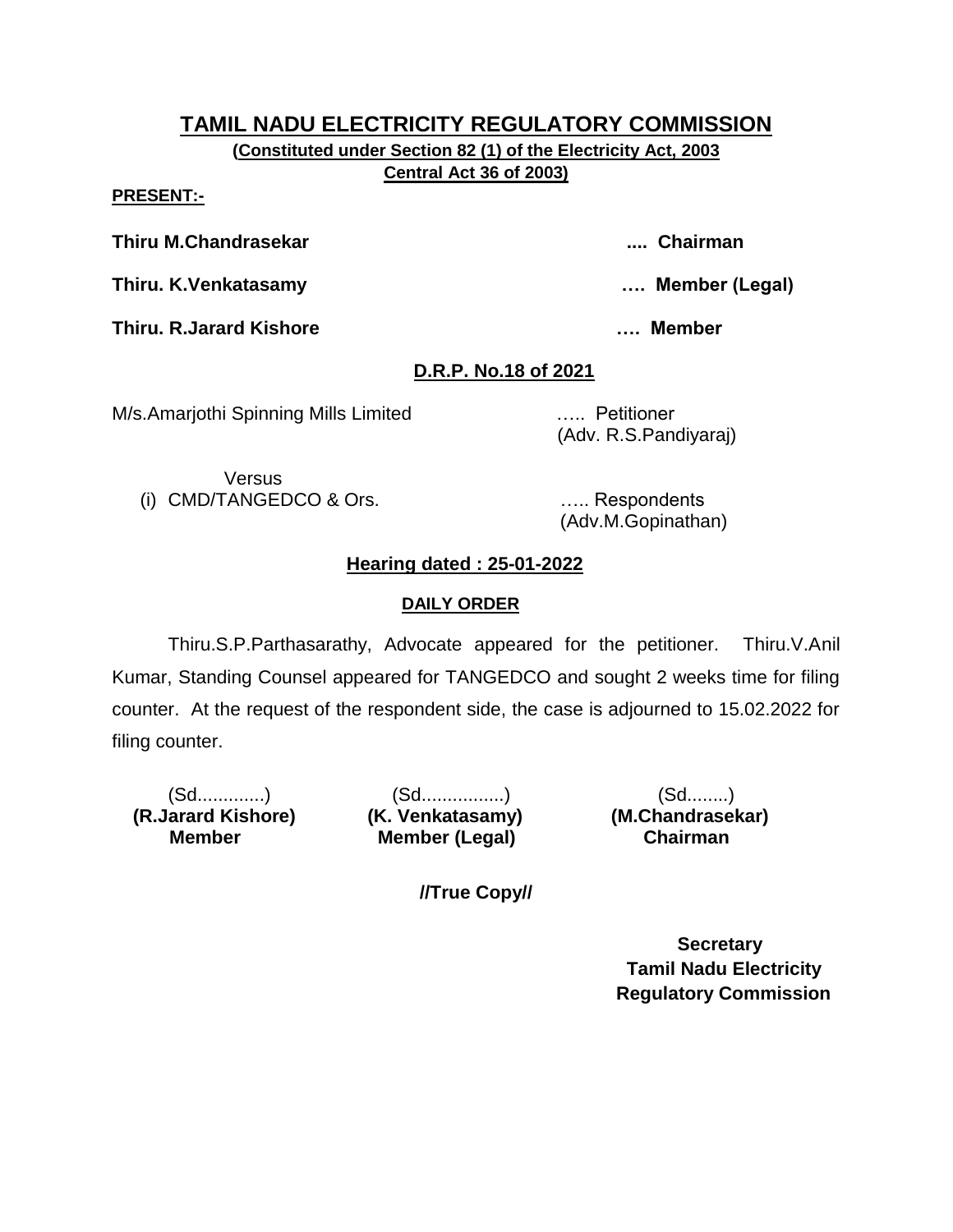# TAMIL NADU ELECTRICITY REGULATORY COMMISSION

**(Constituted under Section 82 (1) of the Electricity Act, 2003 Central Act 36 of 2003)**

**PRESENT:-**

**Thiru M.Chandrasekar .... Chairman**

**Thiru. K.Venkatasamy …. Member (Legal)**

**Thiru. R.Jarard Kishore …. Member**

**D.R.P. No.18 of 2021**

M/s.Amarjothi Spinning Mills Limited ….. Petitioner
(Adv. R.S.Pandiyaraj)

Versus

(i) CMD/TANGEDCO & Ors. ….. Respondents
(Adv.M.Gopinathan)

**Hearing dated : 25-01-2022**

**DAILY ORDER**

Thiru.S.P.Parthasarathy, Advocate appeared for the petitioner. Thiru.V.Anil Kumar, Standing Counsel appeared for TANGEDCO and sought 2 weeks time for filing counter. At the request of the respondent side, the case is adjourned to 15.02.2022 for filing counter.

| (Sd............) | (Sd...............) | (Sd........) |
|---|---|---|
| **(R.Jarard Kishore)** | **(K. Venkatasamy)** | **(M.Chandrasekar)** |
| **Member** | **Member (Legal)** | **Chairman** |

**//True Copy//**

**Secretary**
**Tamil Nadu Electricity**
**Regulatory Commission**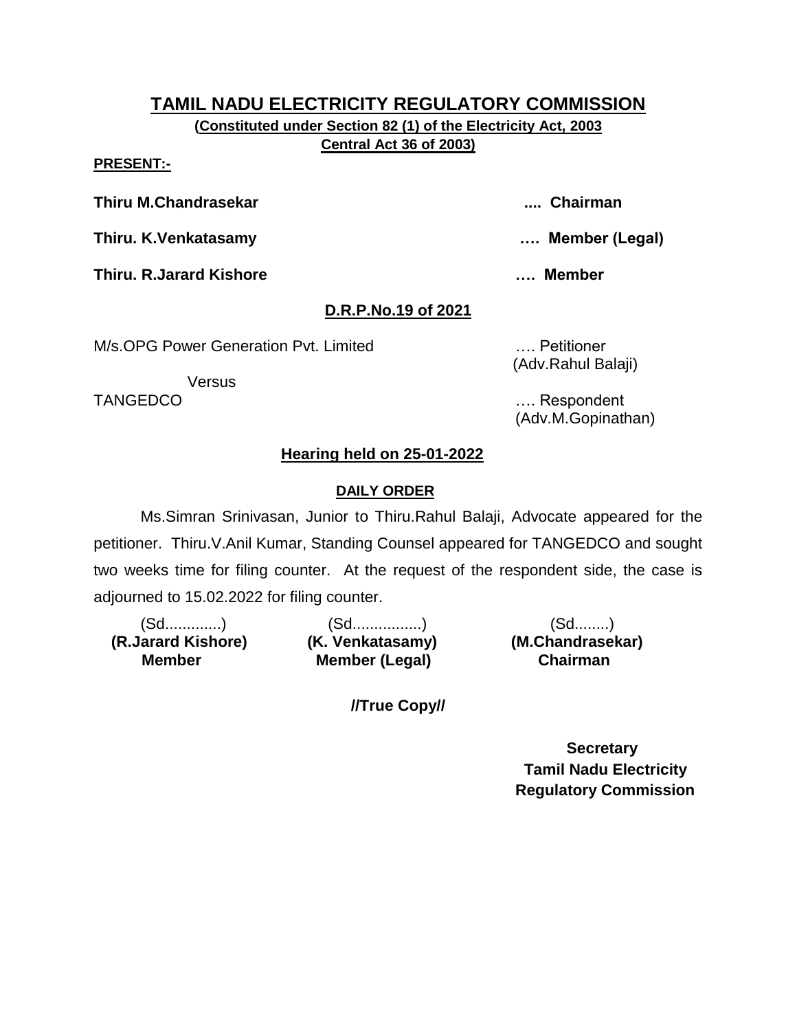# TAMIL NADU ELECTRICITY REGULATORY COMMISSION

**(Constituted under Section 82 (1) of the Electricity Act, 2003 Central Act 36 of 2003)**

**PRESENT:-**

**Thiru M.Chandrasekar .... Chairman**

**Thiru. K.Venkatasamy …. Member (Legal)**

**Thiru. R.Jarard Kishore …. Member**

**D.R.P.No.19 of 2021**

M/s.OPG Power Generation Pvt. Limited …. Petitioner
(Adv.Rahul Balaji)

Versus

TANGEDCO …. Respondent
(Adv.M.Gopinathan)

**Hearing held on 25-01-2022**

**DAILY ORDER**

Ms.Simran Srinivasan, Junior to Thiru.Rahul Balaji, Advocate appeared for the petitioner. Thiru.V.Anil Kumar, Standing Counsel appeared for TANGEDCO and sought two weeks time for filing counter. At the request of the respondent side, the case is adjourned to 15.02.2022 for filing counter.

| (Sd............) | (Sd...............) | (Sd........) |
|---|---|---|
| **(R.Jarard Kishore)** | **(K. Venkatasamy)** | **(M.Chandrasekar)** |
| **Member** | **Member (Legal)** | **Chairman** |

**//True Copy//**

**Secretary**
**Tamil Nadu Electricity Regulatory Commission**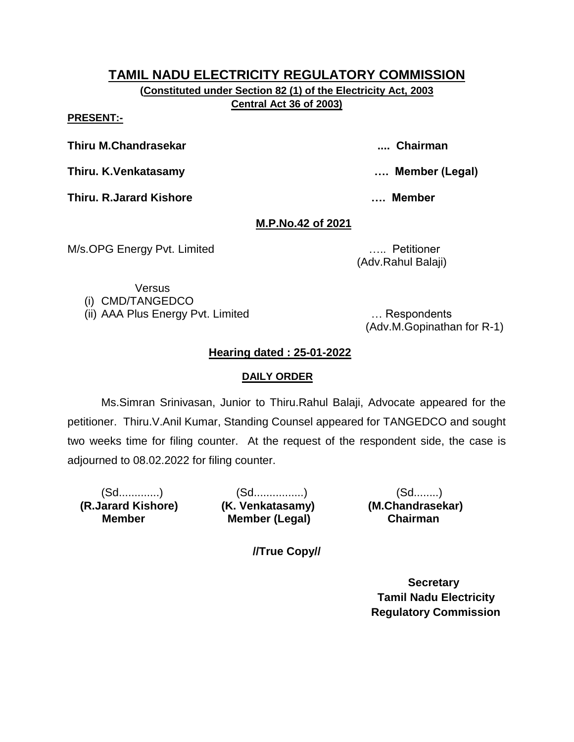# TAMIL NADU ELECTRICITY REGULATORY COMMISSION

**(Constituted under Section 82 (1) of the Electricity Act, 2003 Central Act 36 of 2003)**

**PRESENT:-**

**Thiru M.Chandrasekar** .... **Chairman**

**Thiru. K.Venkatasamy** …. **Member (Legal)**

**Thiru. R.Jarard Kishore** …. **Member**

**M.P.No.42 of 2021**

M/s.OPG Energy Pvt. Limited ….. Petitioner
(Adv.Rahul Balaji)

Versus

(i) CMD/TANGEDCO
(ii) AAA Plus Energy Pvt. Limited … Respondents
(Adv.M.Gopinathan for R-1)

**Hearing dated : 25-01-2022**

**DAILY ORDER**

Ms.Simran Srinivasan, Junior to Thiru.Rahul Balaji, Advocate appeared for the petitioner. Thiru.V.Anil Kumar, Standing Counsel appeared for TANGEDCO and sought two weeks time for filing counter. At the request of the respondent side, the case is adjourned to 08.02.2022 for filing counter.

| (Sd............) | (Sd...............) | (Sd........) |
|---|---|---|
| **(R.Jarard Kishore)** | **(K. Venkatasamy)** | **(M.Chandrasekar)** |
| **Member** | **Member (Legal)** | **Chairman** |

**//True Copy//**

**Secretary**
**Tamil Nadu Electricity Regulatory Commission**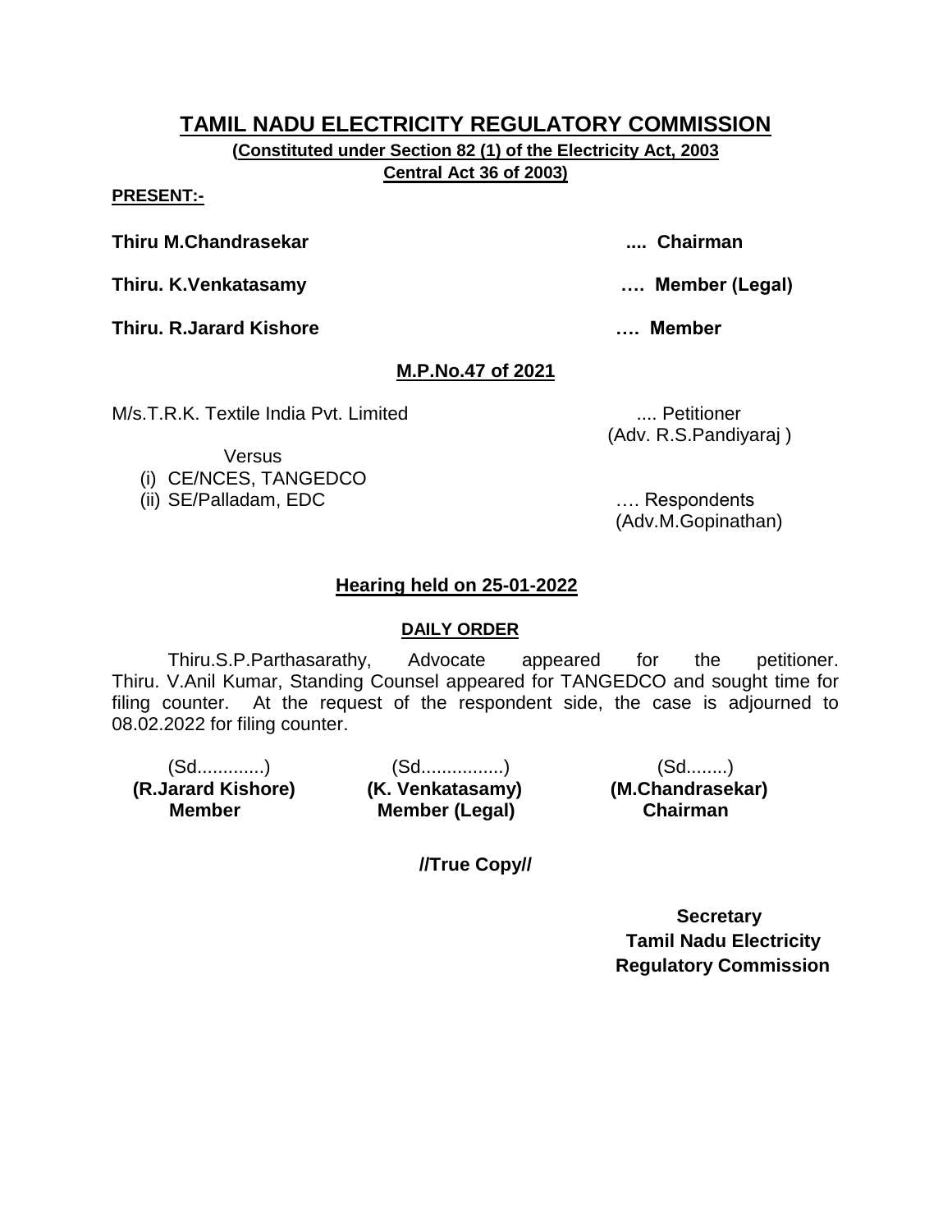# TAMIL NADU ELECTRICITY REGULATORY COMMISSION

**(Constituted under Section 82 (1) of the Electricity Act, 2003 Central Act 36 of 2003)**

**PRESENT:-**

**Thiru M.Chandrasekar .... Chairman**

**Thiru. K.Venkatasamy …. Member (Legal)**

**Thiru. R.Jarard Kishore …. Member**

**M.P.No.47 of 2021**

M/s.T.R.K. Textile India Pvt. Limited .... Petitioner
(Adv. R.S.Pandiyaraj )

Versus

(i) CE/NCES, TANGEDCO
(ii) SE/Palladam, EDC …. Respondents
(Adv.M.Gopinathan)

**Hearing held on 25-01-2022**

**DAILY ORDER**

Thiru.S.P.Parthasarathy, Advocate appeared for the petitioner. Thiru. V.Anil Kumar, Standing Counsel appeared for TANGEDCO and sought time for filing counter. At the request of the respondent side, the case is adjourned to 08.02.2022 for filing counter.

| (Sd.............) | (Sd................) | (Sd........) |
|---|---|---|
| **(R.Jarard Kishore)** | **(K. Venkatasamy)** | **(M.Chandrasekar)** |
| **Member** | **Member (Legal)** | **Chairman** |

**//True Copy//**

**Secretary**
**Tamil Nadu Electricity**
**Regulatory Commission**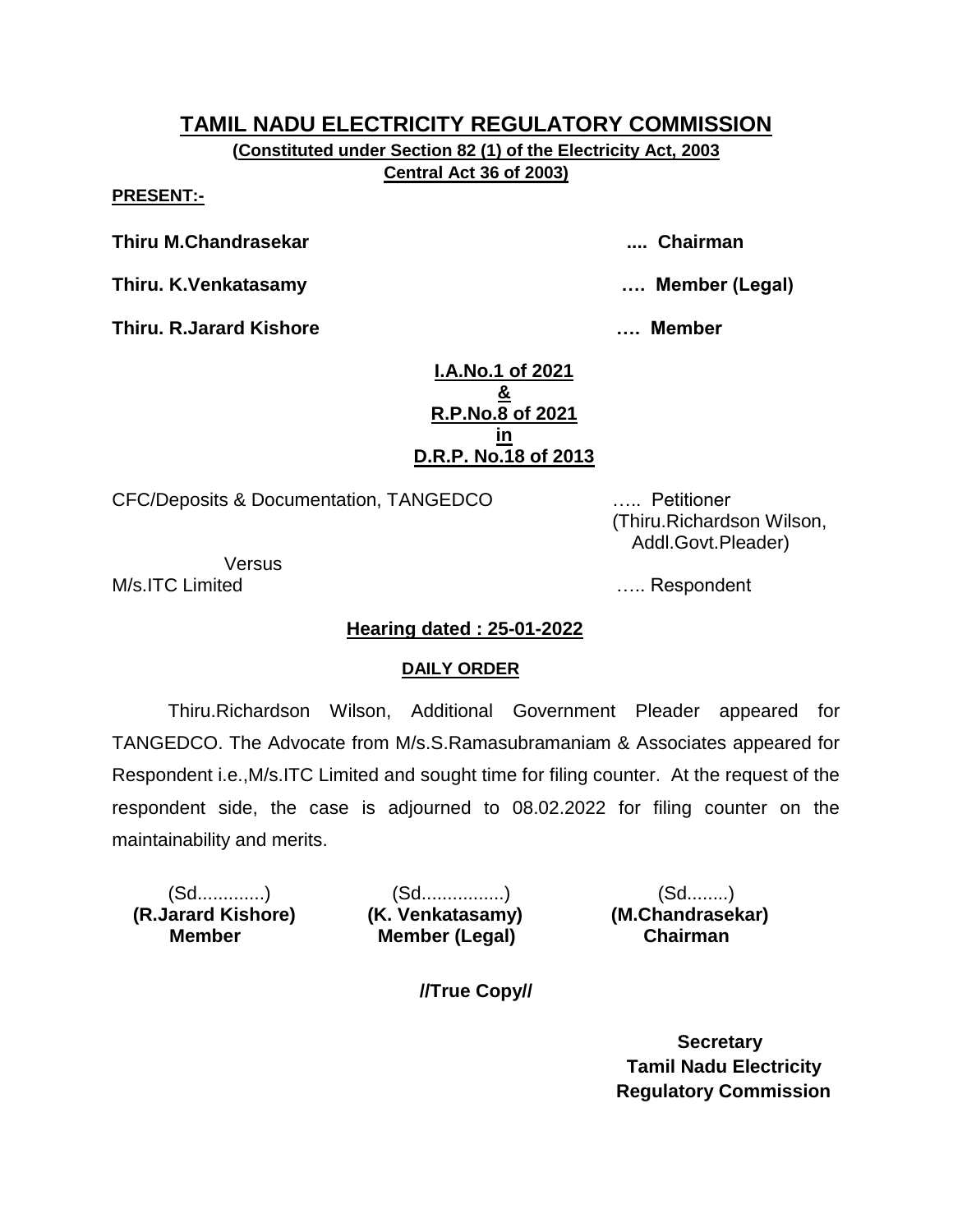# TAMIL NADU ELECTRICITY REGULATORY COMMISSION

**(Constituted under Section 82 (1) of the Electricity Act, 2003 Central Act 36 of 2003)**

**PRESENT:-**

**Thiru M.Chandrasekar .... Chairman**

**Thiru. K.Venkatasamy …. Member (Legal)**

**Thiru. R.Jarard Kishore …. Member**

**I.A.No.1 of 2021**
**&**
**R.P.No.8 of 2021**
**in**
**D.R.P. No.18 of 2013**

CFC/Deposits & Documentation, TANGEDCO ….. Petitioner
(Thiru.Richardson Wilson, Addl.Govt.Pleader)

Versus

M/s.ITC Limited ….. Respondent

**Hearing dated : 25-01-2022**

**DAILY ORDER**

Thiru.Richardson Wilson, Additional Government Pleader appeared for TANGEDCO. The Advocate from M/s.S.Ramasubramaniam & Associates appeared for Respondent i.e.,M/s.ITC Limited and sought time for filing counter. At the request of the respondent side, the case is adjourned to 08.02.2022 for filing counter on the maintainability and merits.

| (Sd.............) | (Sd................) | (Sd........) |
|---|---|---|
| **(R.Jarard Kishore)** | **(K. Venkatasamy)** | **(M.Chandrasekar)** |
| **Member** | **Member (Legal)** | **Chairman** |

**//True Copy//**

**Secretary**
**Tamil Nadu Electricity Regulatory Commission**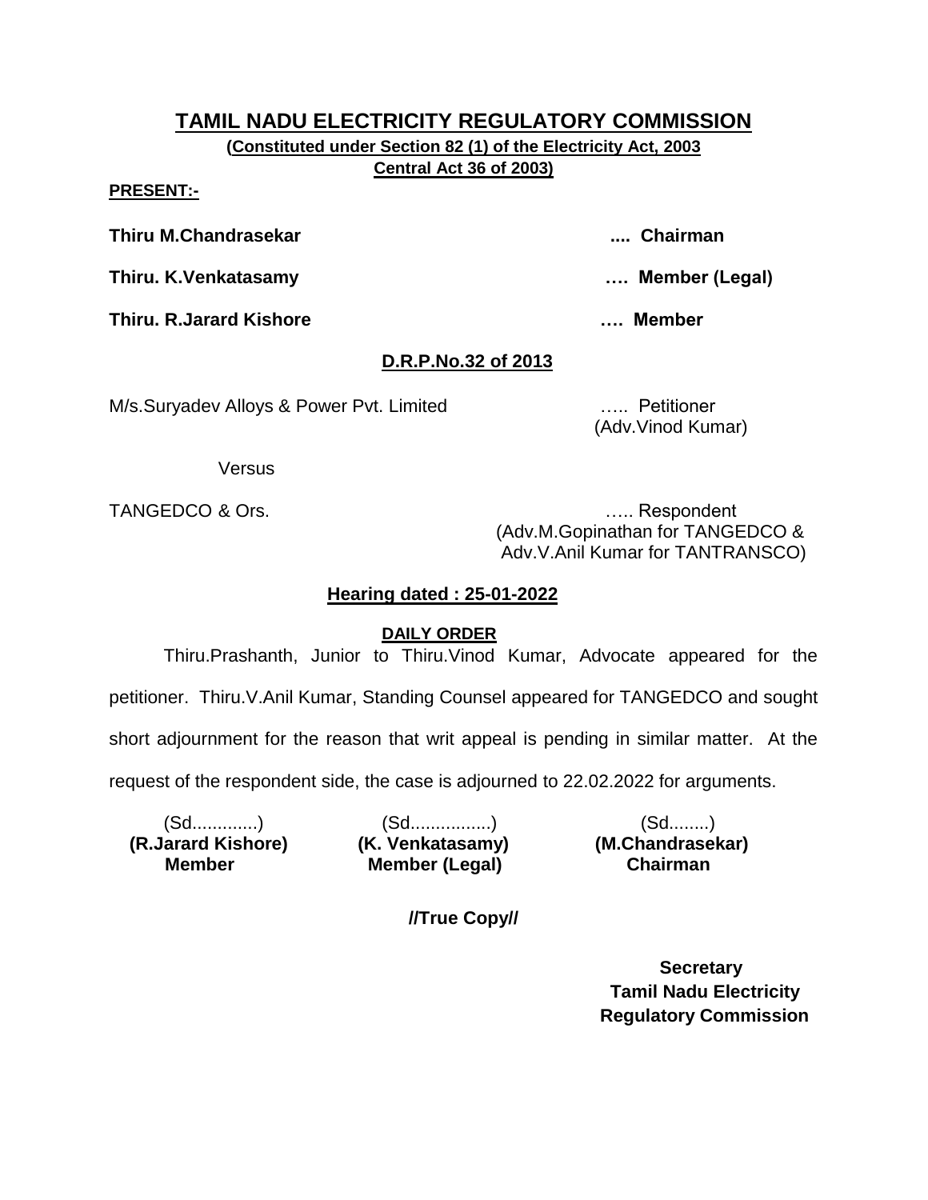# TAMIL NADU ELECTRICITY REGULATORY COMMISSION

**(Constituted under Section 82 (1) of the Electricity Act, 2003**
**Central Act 36 of 2003)**

**PRESENT:-**

**Thiru M.Chandrasekar** .... **Chairman**

**Thiru. K.Venkatasamy** …. **Member (Legal)**

**Thiru. R.Jarard Kishore** …. **Member**

## D.R.P.No.32 of 2013

M/s.Suryadev Alloys & Power Pvt. Limited ….. Petitioner
(Adv.Vinod Kumar)

Versus

TANGEDCO & Ors. ….. Respondent
(Adv.M.Gopinathan for TANGEDCO &
Adv.V.Anil Kumar for TANTRANSCO)

## Hearing dated : 25-01-2022

### DAILY ORDER

Thiru.Prashanth, Junior to Thiru.Vinod Kumar, Advocate appeared for the petitioner. Thiru.V.Anil Kumar, Standing Counsel appeared for TANGEDCO and sought short adjournment for the reason that writ appeal is pending in similar matter. At the request of the respondent side, the case is adjourned to 22.02.2022 for arguments.

| (Sd............) | (Sd...............) | (Sd........) |
|---|---|---|
| **(R.Jarard Kishore)** | **(K. Venkatasamy)** | **(M.Chandrasekar)** |
| **Member** | **Member (Legal)** | **Chairman** |

**//True Copy//**

**Secretary**
**Tamil Nadu Electricity**
**Regulatory Commission**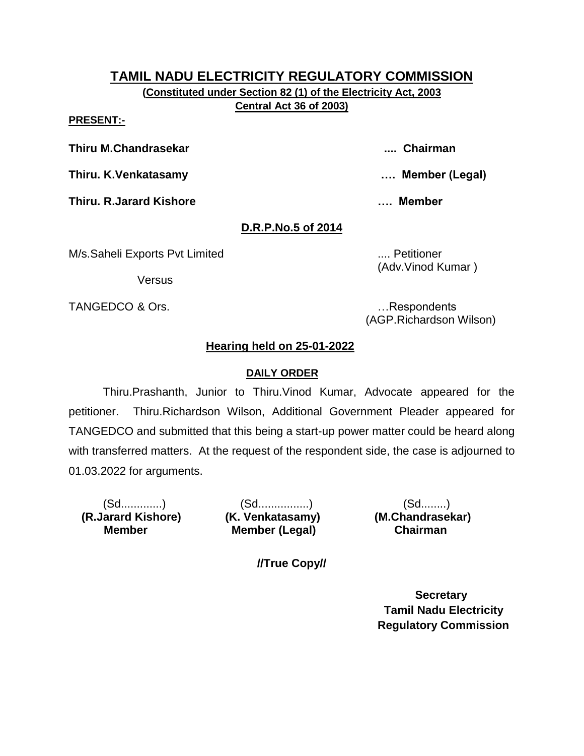# TAMIL NADU ELECTRICITY REGULATORY COMMISSION

**(Constituted under Section 82 (1) of the Electricity Act, 2003 Central Act 36 of 2003)**

**PRESENT:-**

**Thiru M.Chandrasekar** .... **Chairman**

**Thiru. K.Venkatasamy** …. **Member (Legal)**

**Thiru. R.Jarard Kishore** …. **Member**

**D.R.P.No.5 of 2014**

M/s.Saheli Exports Pvt Limited .... Petitioner (Adv.Vinod Kumar )

Versus

TANGEDCO & Ors. …Respondents (AGP.Richardson Wilson)

**Hearing held on 25-01-2022**

**DAILY ORDER**

Thiru.Prashanth, Junior to Thiru.Vinod Kumar, Advocate appeared for the petitioner. Thiru.Richardson Wilson, Additional Government Pleader appeared for TANGEDCO and submitted that this being a start-up power matter could be heard along with transferred matters. At the request of the respondent side, the case is adjourned to 01.03.2022 for arguments.

| (Sd............) | (Sd...............) | (Sd.......) |
|---|---|---|
| **(R.Jarard Kishore)** | **(K. Venkatasamy)** | **(M.Chandrasekar)** |
| **Member** | **Member (Legal)** | **Chairman** |

**//True Copy//**

**Secretary**
**Tamil Nadu Electricity**
**Regulatory Commission**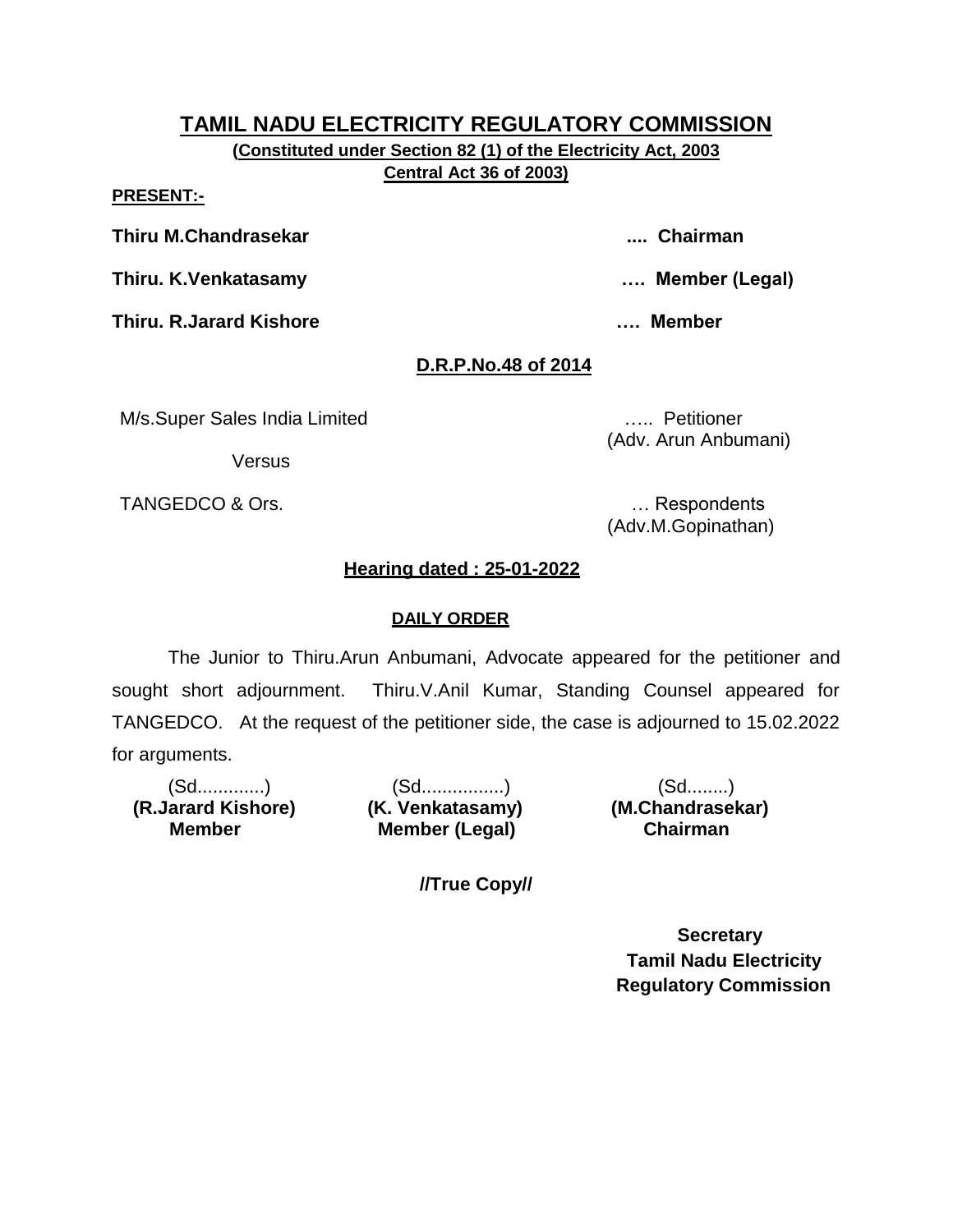# TAMIL NADU ELECTRICITY REGULATORY COMMISSION

**(Constituted under Section 82 (1) of the Electricity Act, 2003 Central Act 36 of 2003)**

**PRESENT:-**

**Thiru M.Chandrasekar .... Chairman**

**Thiru. K.Venkatasamy …. Member (Legal)**

**Thiru. R.Jarard Kishore …. Member**

**D.R.P.No.48 of 2014**

M/s.Super Sales India Limited ….. Petitioner
(Adv. Arun Anbumani)

Versus

TANGEDCO & Ors. … Respondents
(Adv.M.Gopinathan)

**Hearing dated : 25-01-2022**

**DAILY ORDER**

The Junior to Thiru.Arun Anbumani, Advocate appeared for the petitioner and sought short adjournment. Thiru.V.Anil Kumar, Standing Counsel appeared for TANGEDCO. At the request of the petitioner side, the case is adjourned to 15.02.2022 for arguments.

| (Sd.............) | (Sd................) | (Sd........) |
|---|---|---|
| **(R.Jarard Kishore)** | **(K. Venkatasamy)** | **(M.Chandrasekar)** |
| **Member** | **Member (Legal)** | **Chairman** |

**//True Copy//**

**Secretary**
**Tamil Nadu Electricity Regulatory Commission**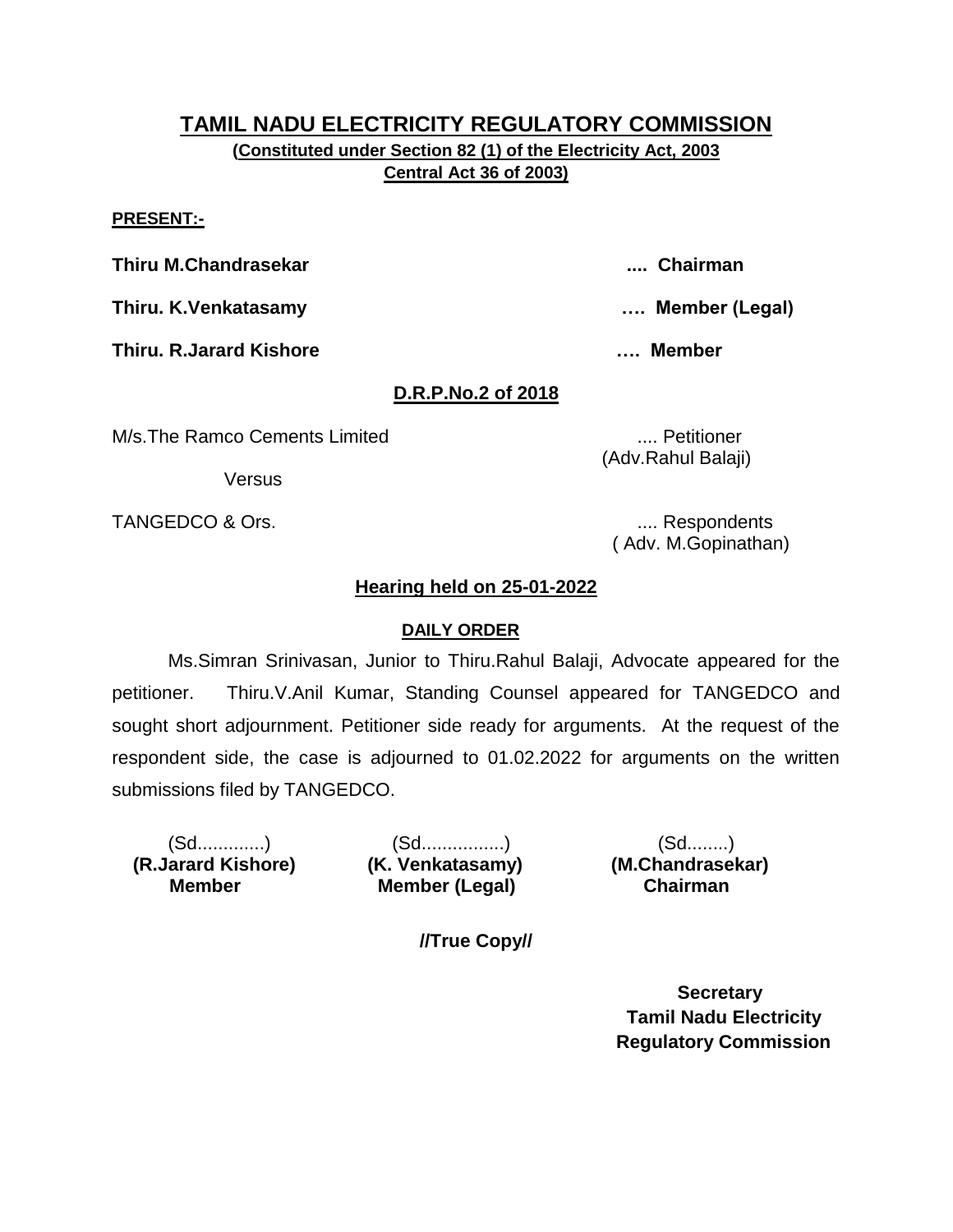# TAMIL NADU ELECTRICITY REGULATORY COMMISSION

**(Constituted under Section 82 (1) of the Electricity Act, 2003
Central Act 36 of 2003)**

**PRESENT:-**

**Thiru M.Chandrasekar .... Chairman**

**Thiru. K.Venkatasamy …. Member (Legal)**

**Thiru. R.Jarard Kishore …. Member**

**D.R.P.No.2 of 2018**

M/s.The Ramco Cements Limited .... Petitioner
(Adv.Rahul Balaji)

Versus

TANGEDCO & Ors. .... Respondents
( Adv. M.Gopinathan)

**Hearing held on 25-01-2022**

**DAILY ORDER**

Ms.Simran Srinivasan, Junior to Thiru.Rahul Balaji, Advocate appeared for the petitioner. Thiru.V.Anil Kumar, Standing Counsel appeared for TANGEDCO and sought short adjournment. Petitioner side ready for arguments. At the request of the respondent side, the case is adjourned to 01.02.2022 for arguments on the written submissions filed by TANGEDCO.

| (Sd.............) | (Sd................) | (Sd........) |
|---|---|---|
| **(R.Jarard Kishore)** | **(K. Venkatasamy)** | **(M.Chandrasekar)** |
| **Member** | **Member (Legal)** | **Chairman** |

**//True Copy//**

**Secretary
Tamil Nadu Electricity
Regulatory Commission**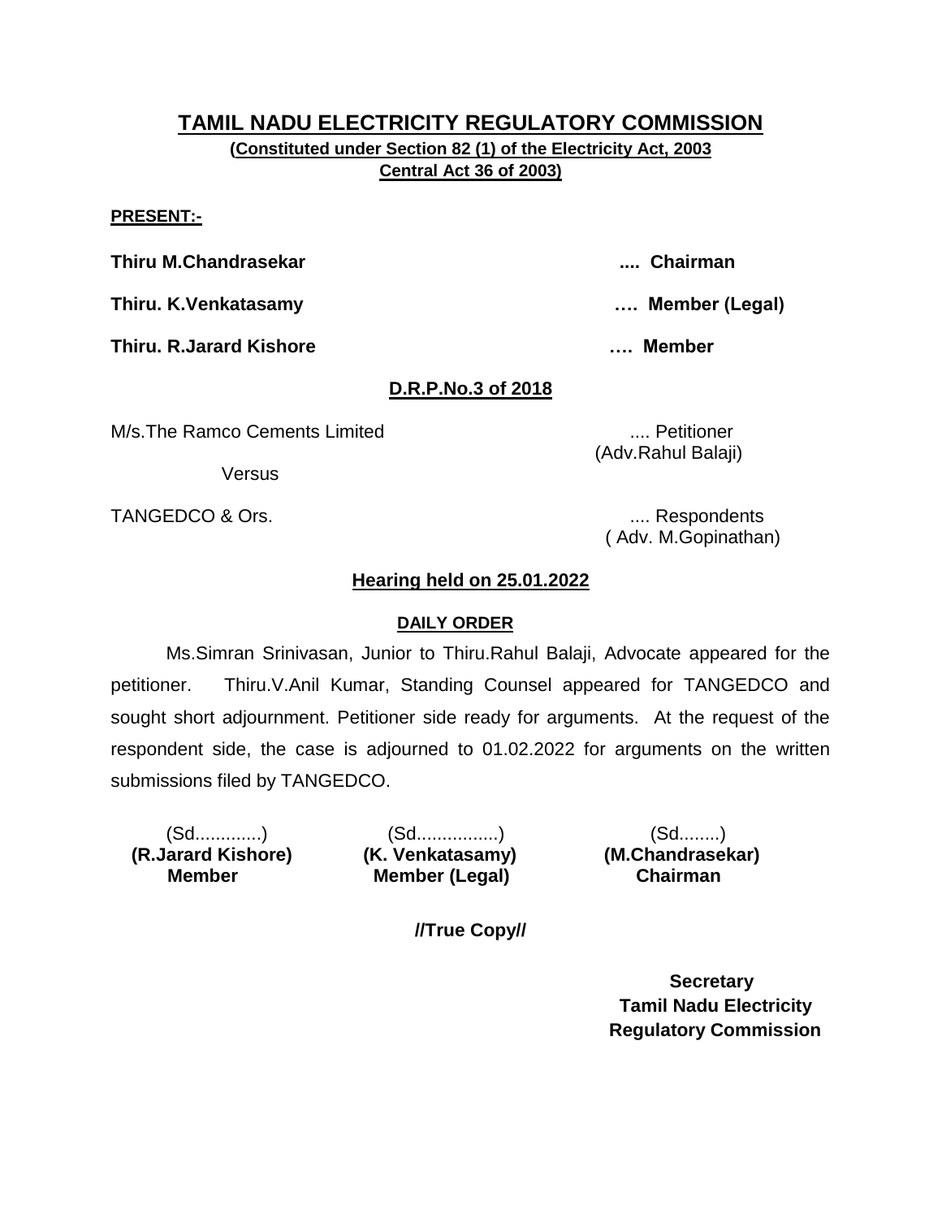# TAMIL NADU ELECTRICITY REGULATORY COMMISSION

**(Constituted under Section 82 (1) of the Electricity Act, 2003 Central Act 36 of 2003)**

**PRESENT:-**

**Thiru M.Chandrasekar .... Chairman**

**Thiru. K.Venkatasamy …. Member (Legal)**

**Thiru. R.Jarard Kishore …. Member**

**D.R.P.No.3 of 2018**

M/s.The Ramco Cements Limited .... Petitioner
(Adv.Rahul Balaji)

Versus

TANGEDCO & Ors. .... Respondents
( Adv. M.Gopinathan)

**Hearing held on 25.01.2022**

**DAILY ORDER**

Ms.Simran Srinivasan, Junior to Thiru.Rahul Balaji, Advocate appeared for the petitioner. Thiru.V.Anil Kumar, Standing Counsel appeared for TANGEDCO and sought short adjournment. Petitioner side ready for arguments. At the request of the respondent side, the case is adjourned to 01.02.2022 for arguments on the written submissions filed by TANGEDCO.

| (Sd............) | (Sd...............) | (Sd........) |
|---|---|---|
| **(R.Jarard Kishore)** | **(K. Venkatasamy)** | **(M.Chandrasekar)** |
| **Member** | **Member (Legal)** | **Chairman** |

**//True Copy//**

**Secretary**
**Tamil Nadu Electricity**
**Regulatory Commission**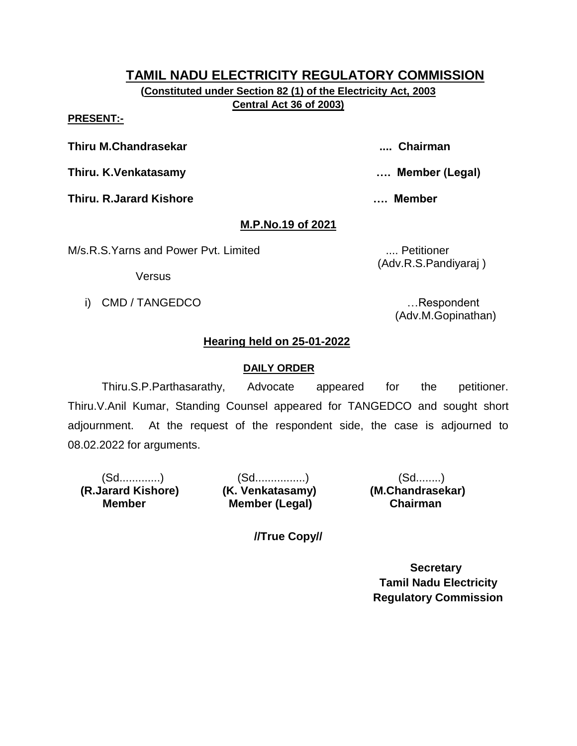# TAMIL NADU ELECTRICITY REGULATORY COMMISSION

**(Constituted under Section 82 (1) of the Electricity Act, 2003 Central Act 36 of 2003)**

**PRESENT:-**

**Thiru M.Chandrasekar** .... **Chairman**

**Thiru. K.Venkatasamy** …. **Member (Legal)**

**Thiru. R.Jarard Kishore** …. **Member**

**M.P.No.19 of 2021**

M/s.R.S.Yarns and Power Pvt. Limited .... Petitioner
(Adv.R.S.Pandiyaraj )

Versus

i) CMD / TANGEDCO …Respondent
(Adv.M.Gopinathan)

**Hearing held on 25-01-2022**

**DAILY ORDER**

Thiru.S.P.Parthasarathy, Advocate appeared for the petitioner. Thiru.V.Anil Kumar, Standing Counsel appeared for TANGEDCO and sought short adjournment. At the request of the respondent side, the case is adjourned to 08.02.2022 for arguments.

| (Sd.............) | (Sd................) | (Sd........) |
|---|---|---|
| **(R.Jarard Kishore)** | **(K. Venkatasamy)** | **(M.Chandrasekar)** |
| **Member** | **Member (Legal)** | **Chairman** |

**//True Copy//**

**Secretary**
**Tamil Nadu Electricity Regulatory Commission**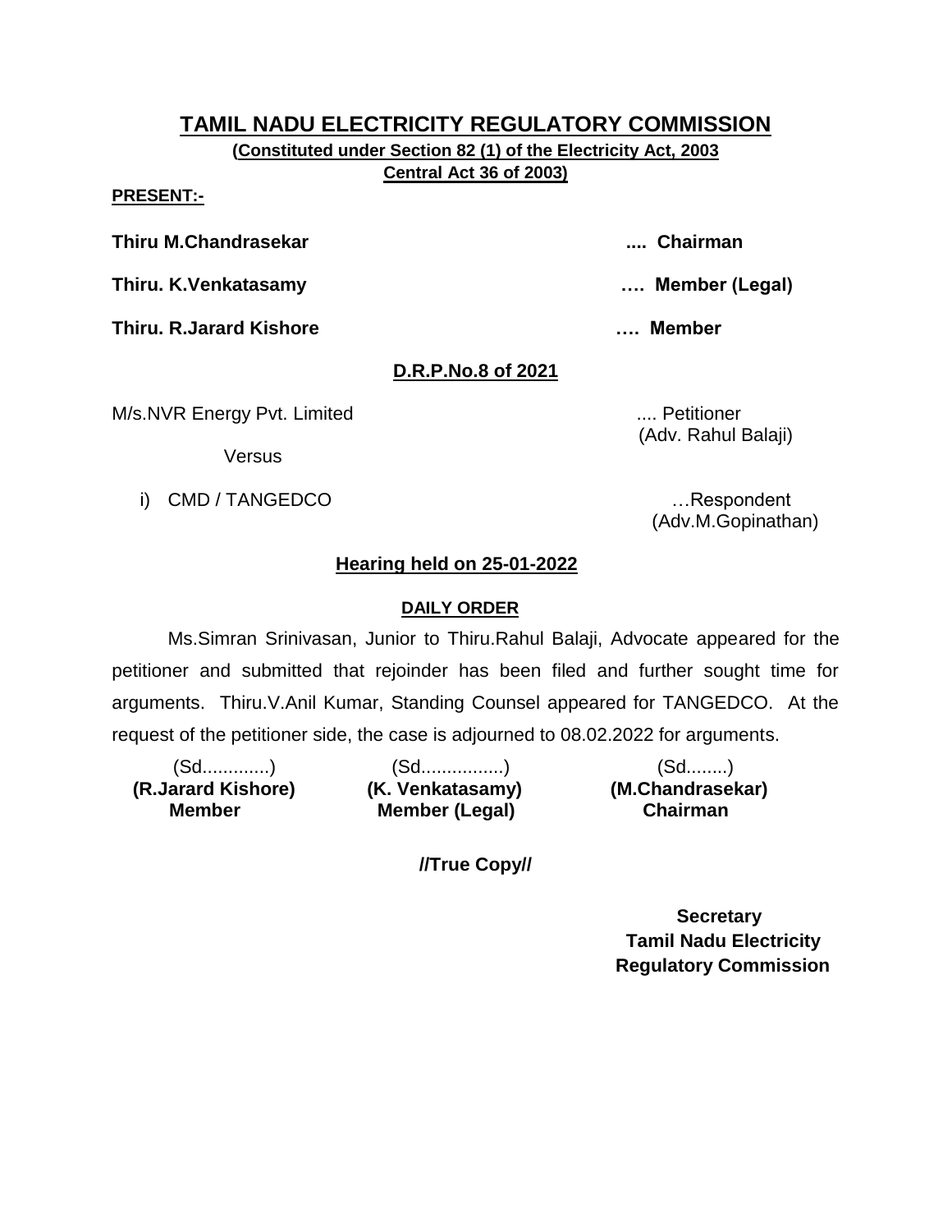# TAMIL NADU ELECTRICITY REGULATORY COMMISSION

**(Constituted under Section 82 (1) of the Electricity Act, 2003 Central Act 36 of 2003)**

**PRESENT:-**

**Thiru M.Chandrasekar .... Chairman**

**Thiru. K.Venkatasamy …. Member (Legal)**

**Thiru. R.Jarard Kishore …. Member**

**D.R.P.No.8 of 2021**

M/s.NVR Energy Pvt. Limited .... Petitioner
(Adv. Rahul Balaji)

Versus

i) CMD / TANGEDCO …Respondent
(Adv.M.Gopinathan)

**Hearing held on 25-01-2022**

**DAILY ORDER**

Ms.Simran Srinivasan, Junior to Thiru.Rahul Balaji, Advocate appeared for the petitioner and submitted that rejoinder has been filed and further sought time for arguments. Thiru.V.Anil Kumar, Standing Counsel appeared for TANGEDCO. At the request of the petitioner side, the case is adjourned to 08.02.2022 for arguments.

| (Sd.............) | (Sd................) | (Sd........) |
|---|---|---|
| **(R.Jarard Kishore)** | **(K. Venkatasamy)** | **(M.Chandrasekar)** |
| **Member** | **Member (Legal)** | **Chairman** |

**//True Copy//**

**Secretary**
**Tamil Nadu Electricity Regulatory Commission**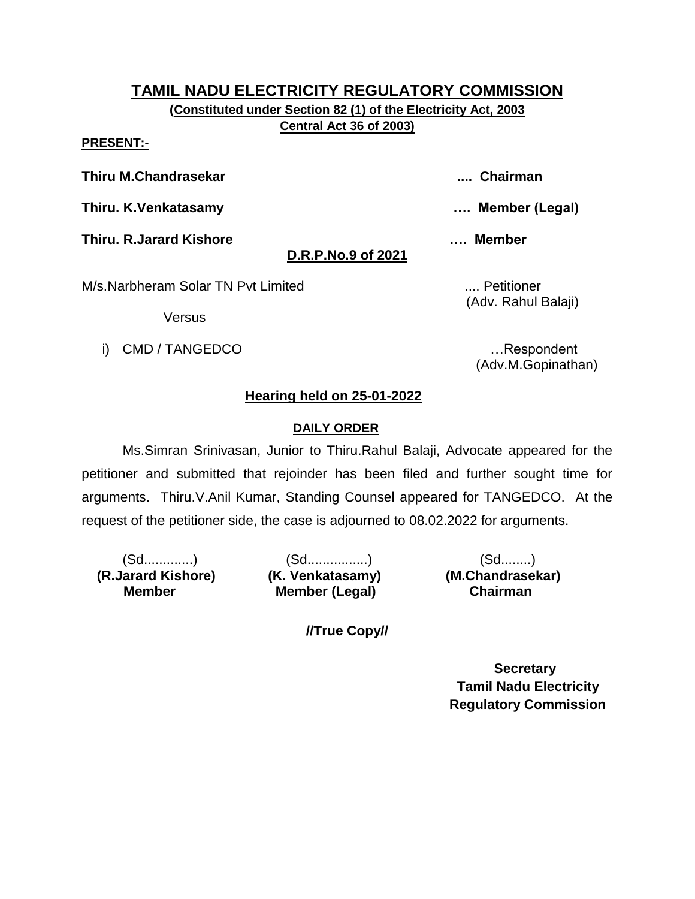# TAMIL NADU ELECTRICITY REGULATORY COMMISSION

**(Constituted under Section 82 (1) of the Electricity Act, 2003**
**Central Act 36 of 2003)**

**PRESENT:-**

**Thiru M.Chandrasekar** .... **Chairman**

**Thiru. K.Venkatasamy** …. **Member (Legal)**

**Thiru. R.Jarard Kishore** …. **Member**

**D.R.P.No.9 of 2021**

M/s.Narbheram Solar TN Pvt Limited .... Petitioner
(Adv. Rahul Balaji)

Versus

i) CMD / TANGEDCO …Respondent
(Adv.M.Gopinathan)

**Hearing held on 25-01-2022**

**DAILY ORDER**

Ms.Simran Srinivasan, Junior to Thiru.Rahul Balaji, Advocate appeared for the petitioner and submitted that rejoinder has been filed and further sought time for arguments. Thiru.V.Anil Kumar, Standing Counsel appeared for TANGEDCO. At the request of the petitioner side, the case is adjourned to 08.02.2022 for arguments.

| (Sd.............) | (Sd................) | (Sd........) |
|---|---|---|
| **(R.Jarard Kishore)** | **(K. Venkatasamy)** | **(M.Chandrasekar)** |
| **Member** | **Member (Legal)** | **Chairman** |

**//True Copy//**

**Secretary**
**Tamil Nadu Electricity**
**Regulatory Commission**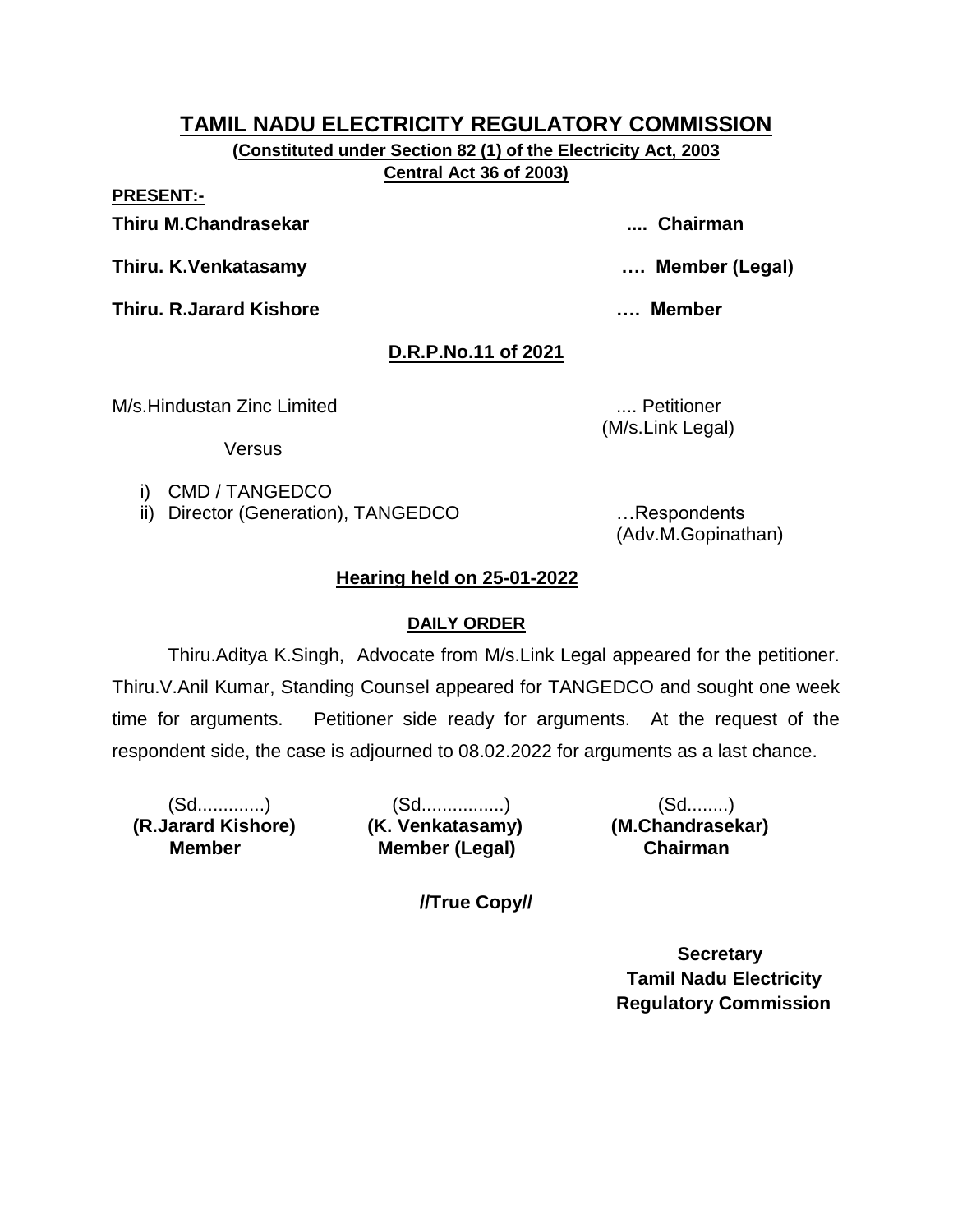# TAMIL NADU ELECTRICITY REGULATORY COMMISSION

**(Constituted under Section 82 (1) of the Electricity Act, 2003**
**Central Act 36 of 2003)**

**PRESENT:-**

**Thiru M.Chandrasekar .... Chairman**

**Thiru. K.Venkatasamy …. Member (Legal)**

**Thiru. R.Jarard Kishore …. Member**

## D.R.P.No.11 of 2021

M/s.Hindustan Zinc Limited .... Petitioner
(M/s.Link Legal)

Versus

i) CMD / TANGEDCO
ii) Director (Generation), TANGEDCO …Respondents
(Adv.M.Gopinathan)

### Hearing held on 25-01-2022

#### DAILY ORDER

Thiru.Aditya K.Singh, Advocate from M/s.Link Legal appeared for the petitioner. Thiru.V.Anil Kumar, Standing Counsel appeared for TANGEDCO and sought one week time for arguments. Petitioner side ready for arguments. At the request of the respondent side, the case is adjourned to 08.02.2022 for arguments as a last chance.

| (Sd............) | (Sd...............) | (Sd........) |
|---|---|---|
| **(R.Jarard Kishore)** | **(K. Venkatasamy)** | **(M.Chandrasekar)** |
| **Member** | **Member (Legal)** | **Chairman** |

**//True Copy//**

**Secretary**
**Tamil Nadu Electricity**
**Regulatory Commission**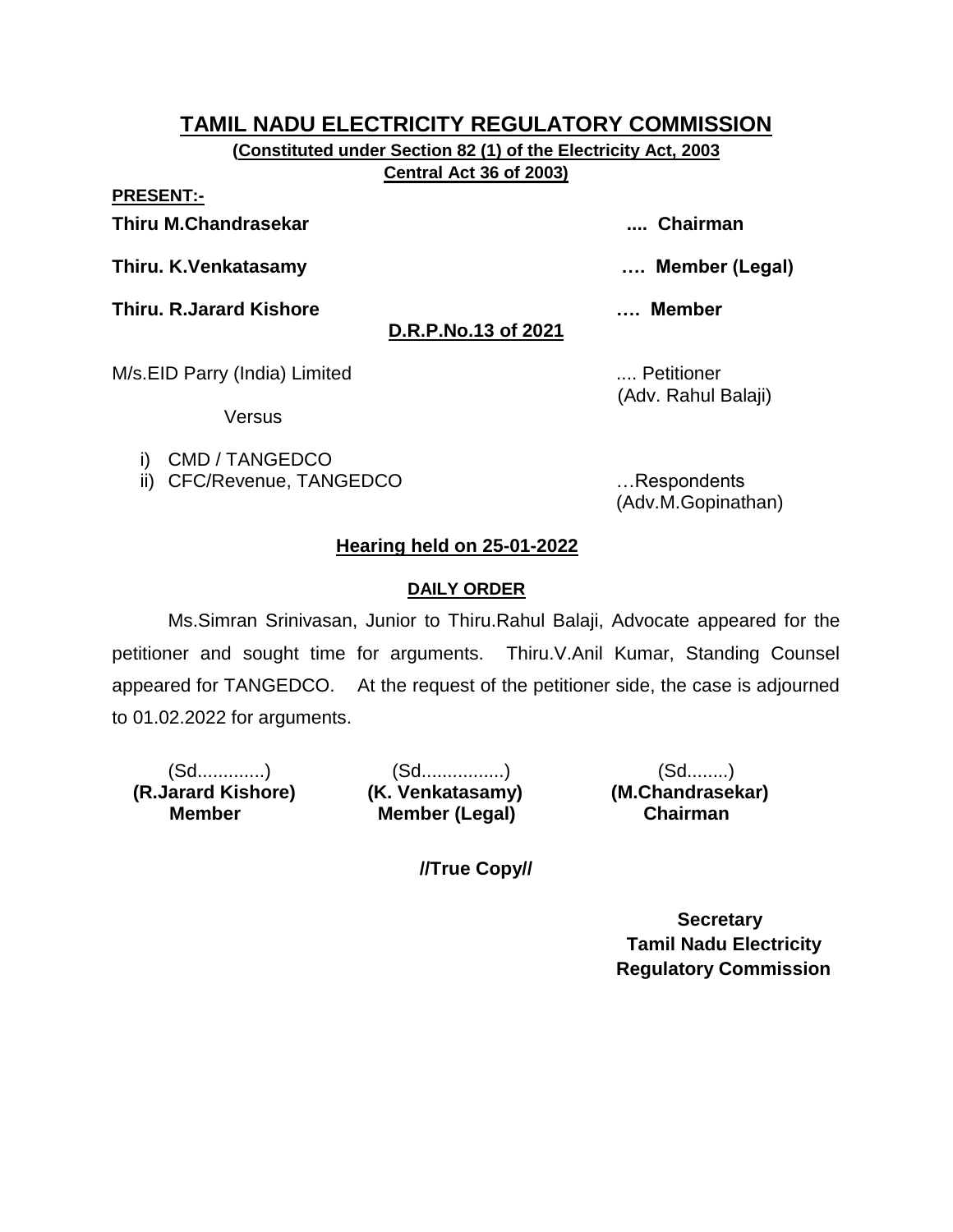# TAMIL NADU ELECTRICITY REGULATORY COMMISSION

**(Constituted under Section 82 (1) of the Electricity Act, 2003 Central Act 36 of 2003)**

**PRESENT:-**

**Thiru M.Chandrasekar .... Chairman**

**Thiru. K.Venkatasamy …. Member (Legal)**

**Thiru. R.Jarard Kishore …. Member**

**D.R.P.No.13 of 2021**

M/s.EID Parry (India) Limited .... Petitioner
(Adv. Rahul Balaji)

Versus

i) CMD / TANGEDCO
ii) CFC/Revenue, TANGEDCO …Respondents
(Adv.M.Gopinathan)

**Hearing held on 25-01-2022**

**DAILY ORDER**

Ms.Simran Srinivasan, Junior to Thiru.Rahul Balaji, Advocate appeared for the petitioner and sought time for arguments. Thiru.V.Anil Kumar, Standing Counsel appeared for TANGEDCO. At the request of the petitioner side, the case is adjourned to 01.02.2022 for arguments.

| (Sd............) | (Sd...............) | (Sd........) |
|---|---|---|
| **(R.Jarard Kishore)** | **(K. Venkatasamy)** | **(M.Chandrasekar)** |
| **Member** | **Member (Legal)** | **Chairman** |

**//True Copy//**

**Secretary**
**Tamil Nadu Electricity Regulatory Commission**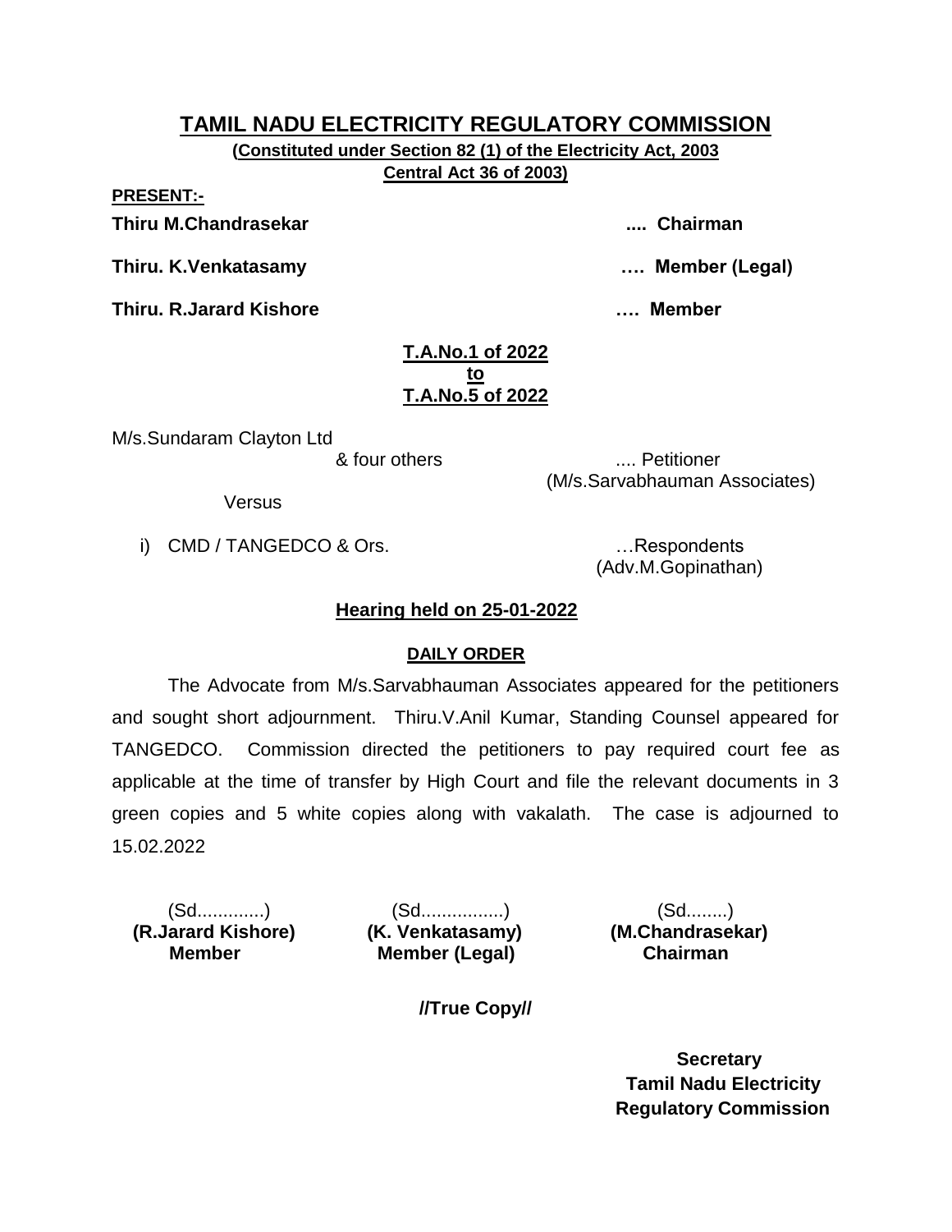# TAMIL NADU ELECTRICITY REGULATORY COMMISSION

**(Constituted under Section 82 (1) of the Electricity Act, 2003 Central Act 36 of 2003)**

**PRESENT:-**

**Thiru M.Chandrasekar .... Chairman**

**Thiru. K.Venkatasamy …. Member (Legal)**

**Thiru. R.Jarard Kishore …. Member**

**T.A.No.1 of 2022**
**to**
**T.A.No.5 of 2022**

M/s.Sundaram Clayton Ltd
& four others .... Petitioner
(M/s.Sarvabhauman Associates)

Versus

i) CMD / TANGEDCO & Ors. …Respondents
(Adv.M.Gopinathan)

**Hearing held on 25-01-2022**

**DAILY ORDER**

The Advocate from M/s.Sarvabhauman Associates appeared for the petitioners and sought short adjournment. Thiru.V.Anil Kumar, Standing Counsel appeared for TANGEDCO. Commission directed the petitioners to pay required court fee as applicable at the time of transfer by High Court and file the relevant documents in 3 green copies and 5 white copies along with vakalath. The case is adjourned to 15.02.2022

| (Sd............) | (Sd...............) | (Sd........) |
|---|---|---|
| **(R.Jarard Kishore)** | **(K. Venkatasamy)** | **(M.Chandrasekar)** |
| **Member** | **Member (Legal)** | **Chairman** |

**//True Copy//**

**Secretary**
**Tamil Nadu Electricity Regulatory Commission**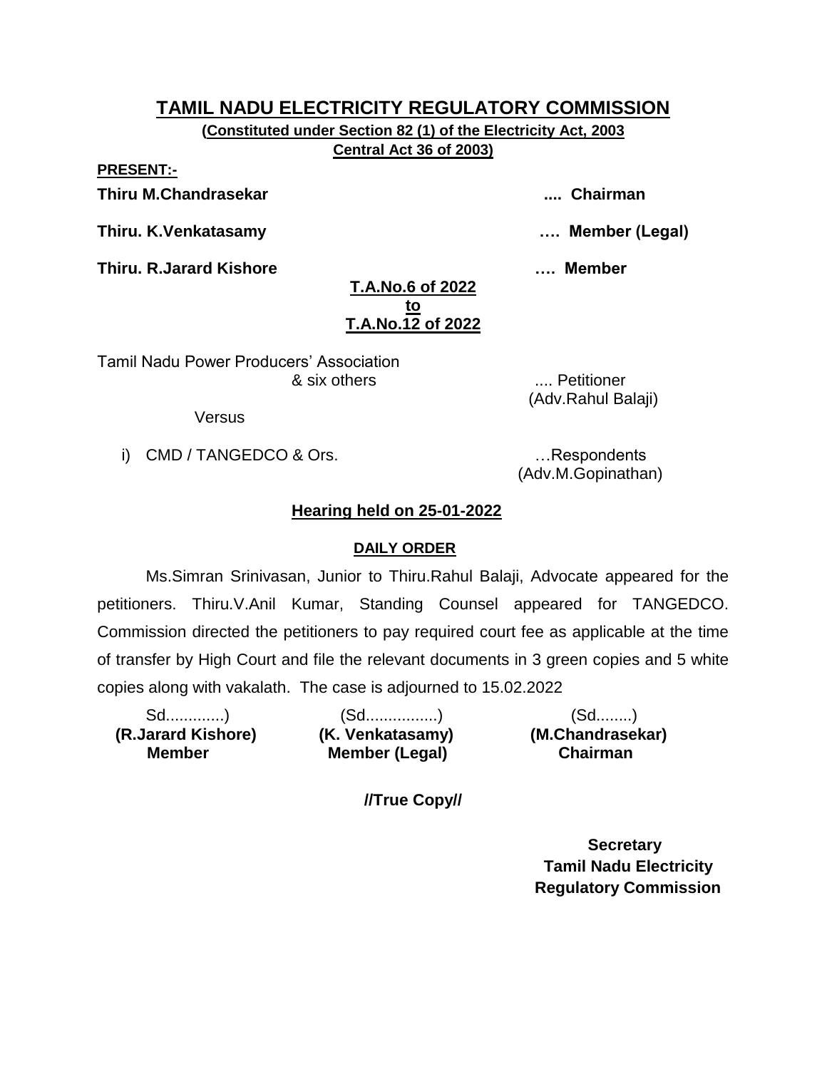# TAMIL NADU ELECTRICITY REGULATORY COMMISSION

**(Constituted under Section 82 (1) of the Electricity Act, 2003 Central Act 36 of 2003)**

**PRESENT:-**

**Thiru M.Chandrasekar** .... **Chairman**

**Thiru. K.Venkatasamy** …. **Member (Legal)**

**Thiru. R.Jarard Kishore** …. **Member**

**T.A.No.6 of 2022**
**to**
**T.A.No.12 of 2022**

Tamil Nadu Power Producers' Association & six others .... Petitioner (Adv.Rahul Balaji)

Versus

i) CMD / TANGEDCO & Ors. …Respondents (Adv.M.Gopinathan)

**Hearing held on 25-01-2022**

**DAILY ORDER**

Ms.Simran Srinivasan, Junior to Thiru.Rahul Balaji, Advocate appeared for the petitioners. Thiru.V.Anil Kumar, Standing Counsel appeared for TANGEDCO. Commission directed the petitioners to pay required court fee as applicable at the time of transfer by High Court and file the relevant documents in 3 green copies and 5 white copies along with vakalath. The case is adjourned to 15.02.2022

| Sd.............) | (Sd................) | (Sd........) |
|---|---|---|
| **(R.Jarard Kishore)** | **(K. Venkatasamy)** | **(M.Chandrasekar)** |
| **Member** | **Member (Legal)** | **Chairman** |

**//True Copy//**

**Secretary**
**Tamil Nadu Electricity Regulatory Commission**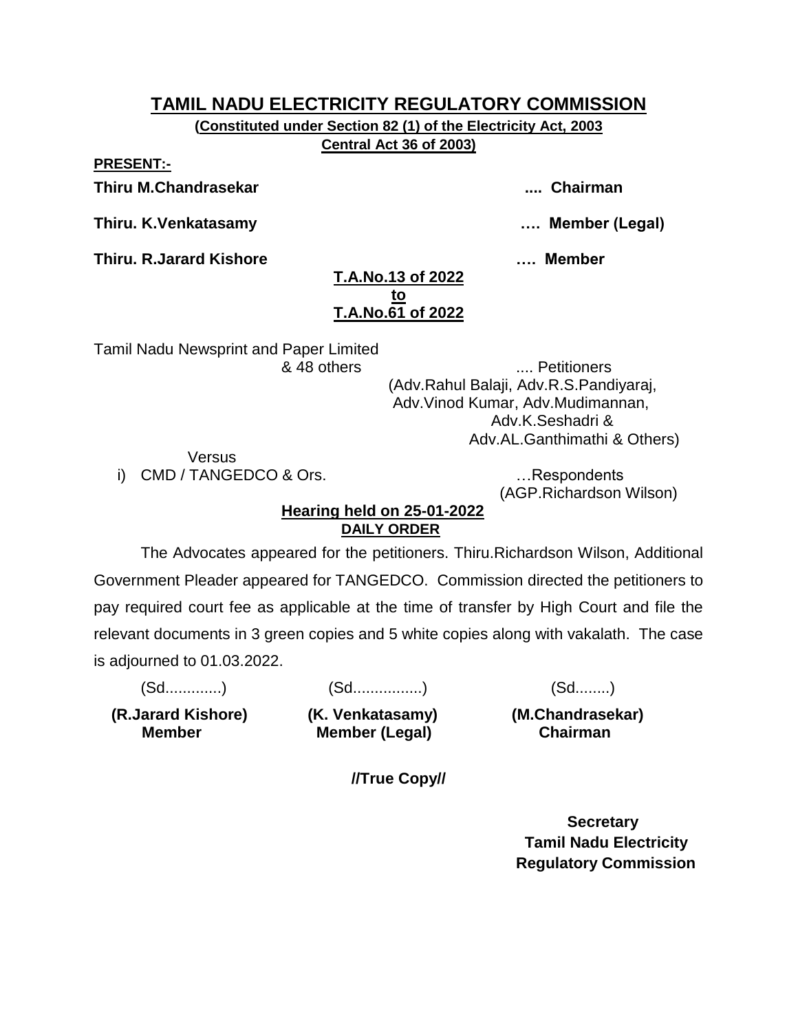# TAMIL NADU ELECTRICITY REGULATORY COMMISSION

**(Constituted under Section 82 (1) of the Electricity Act, 2003**
**Central Act 36 of 2003)**

**PRESENT:-**

**Thiru M.Chandrasekar .... Chairman**

**Thiru. K.Venkatasamy …. Member (Legal)**

**Thiru. R.Jarard Kishore …. Member**

**T.A.No.13 of 2022**
**to**
**T.A.No.61 of 2022**

Tamil Nadu Newsprint and Paper Limited
& 48 others .... Petitioners
(Adv.Rahul Balaji, Adv.R.S.Pandiyaraj, Adv.Vinod Kumar, Adv.Mudimannan, Adv.K.Seshadri & Adv.AL.Ganthimathi & Others)

Versus

i) CMD / TANGEDCO & Ors. …Respondents
(AGP.Richardson Wilson)

**Hearing held on 25-01-2022**
**DAILY ORDER**

The Advocates appeared for the petitioners. Thiru.Richardson Wilson, Additional Government Pleader appeared for TANGEDCO. Commission directed the petitioners to pay required court fee as applicable at the time of transfer by High Court and file the relevant documents in 3 green copies and 5 white copies along with vakalath. The case is adjourned to 01.03.2022.

| | | |
|---|---|---|
| (Sd.............) | (Sd................) | (Sd........) |
| **(R.Jarard Kishore)** **Member** | **(K. Venkatasamy)** **Member (Legal)** | **(M.Chandrasekar)** **Chairman** |

**//True Copy//**

**Secretary**
**Tamil Nadu Electricity Regulatory Commission**